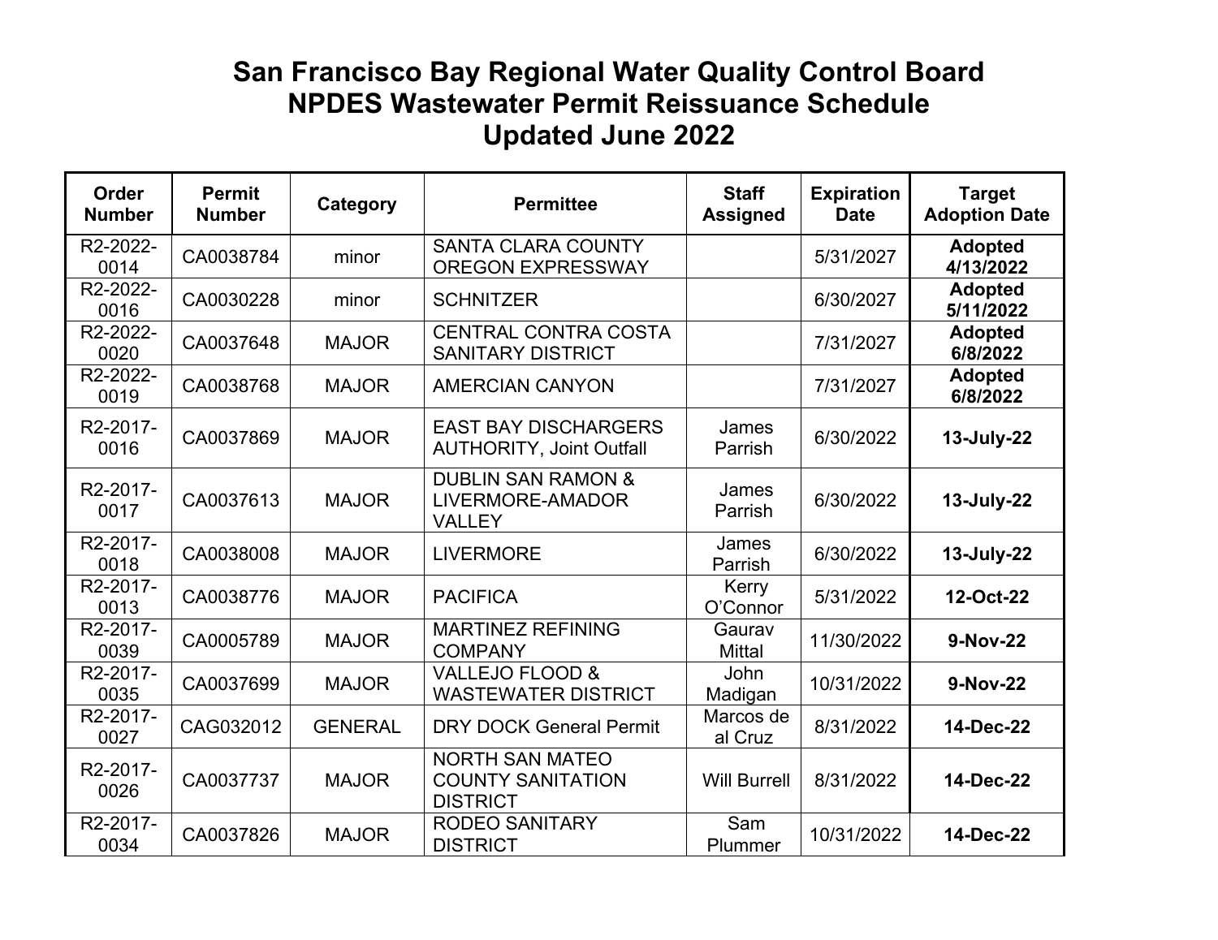# San Francisco Bay Regional Water Quality Control Board
# NPDES Wastewater Permit Reissuance Schedule
# Updated June 2022

| Order Number | Permit Number | Category | Permittee | Staff Assigned | Expiration Date | Target Adoption Date |
|---|---|---|---|---|---|---|
| R2-2022-0014 | CA0038784 | minor | SANTA CLARA COUNTY OREGON EXPRESSWAY | | 5/31/2027 | **Adopted 4/13/2022** |
| R2-2022-0016 | CA0030228 | minor | SCHNITZER | | 6/30/2027 | **Adopted 5/11/2022** |
| R2-2022-0020 | CA0037648 | MAJOR | CENTRAL CONTRA COSTA SANITARY DISTRICT | | 7/31/2027 | **Adopted 6/8/2022** |
| R2-2022-0019 | CA0038768 | MAJOR | AMERCIAN CANYON | | 7/31/2027 | **Adopted 6/8/2022** |
| R2-2017-0016 | CA0037869 | MAJOR | EAST BAY DISCHARGERS AUTHORITY, Joint Outfall | James Parrish | 6/30/2022 | **13-July-22** |
| R2-2017-0017 | CA0037613 | MAJOR | DUBLIN SAN RAMON & LIVERMORE-AMADOR VALLEY | James Parrish | 6/30/2022 | **13-July-22** |
| R2-2017-0018 | CA0038008 | MAJOR | LIVERMORE | James Parrish | 6/30/2022 | **13-July-22** |
| R2-2017-0013 | CA0038776 | MAJOR | PACIFICA | Kerry O'Connor | 5/31/2022 | **12-Oct-22** |
| R2-2017-0039 | CA0005789 | MAJOR | MARTINEZ REFINING COMPANY | Gaurav Mittal | 11/30/2022 | **9-Nov-22** |
| R2-2017-0035 | CA0037699 | MAJOR | VALLEJO FLOOD & WASTEWATER DISTRICT | John Madigan | 10/31/2022 | **9-Nov-22** |
| R2-2017-0027 | CAG032012 | GENERAL | DRY DOCK General Permit | Marcos de al Cruz | 8/31/2022 | **14-Dec-22** |
| R2-2017-0026 | CA0037737 | MAJOR | NORTH SAN MATEO COUNTY SANITATION DISTRICT | Will Burrell | 8/31/2022 | **14-Dec-22** |
| R2-2017-0034 | CA0037826 | MAJOR | RODEO SANITARY DISTRICT | Sam Plummer | 10/31/2022 | **14-Dec-22** |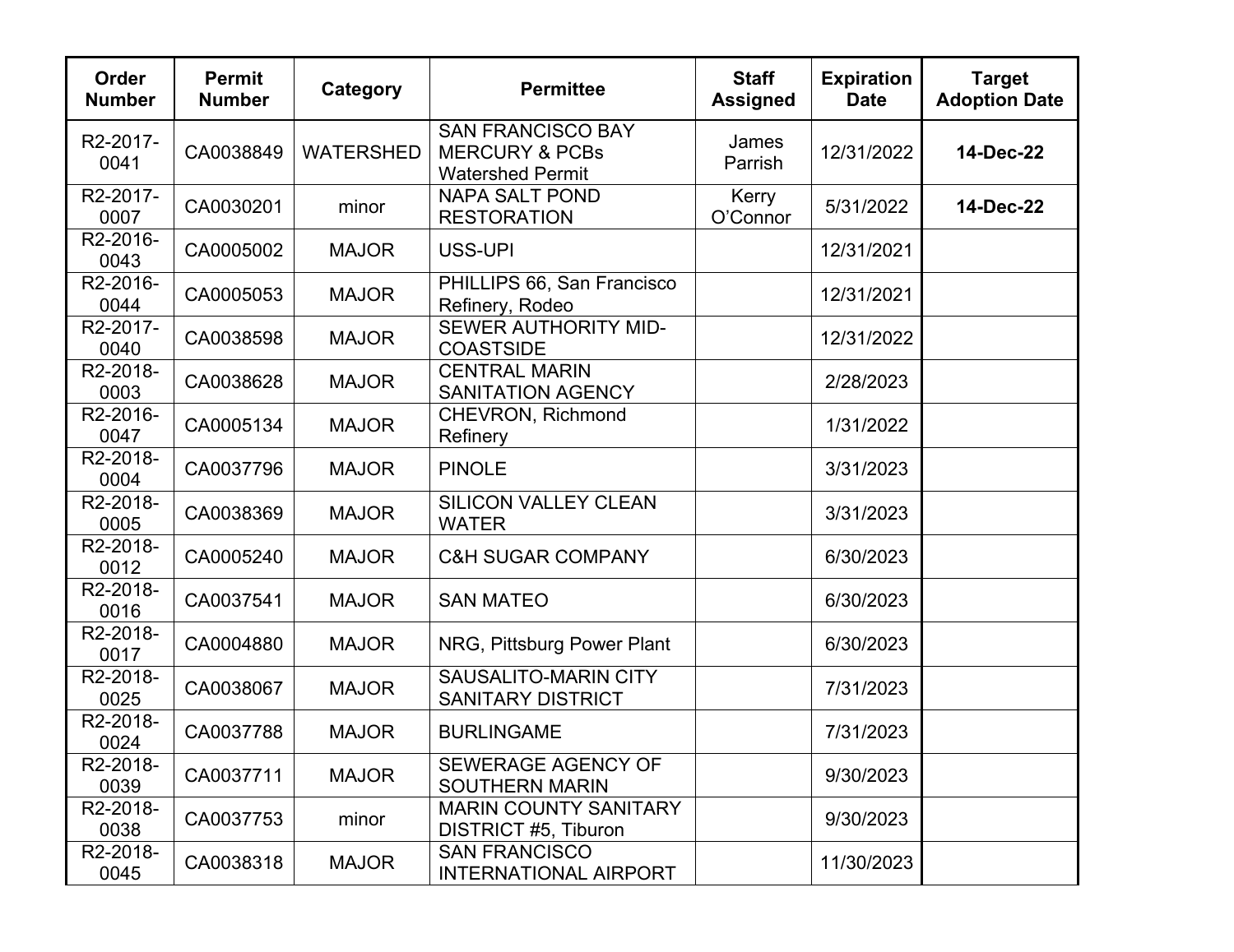| Order Number | Permit Number | Category | Permittee | Staff Assigned | Expiration Date | Target Adoption Date |
|---|---|---|---|---|---|---|
| R2-2017-0041 | CA0038849 | WATERSHED | SAN FRANCISCO BAY MERCURY & PCBs Watershed Permit | James Parrish | 12/31/2022 | **14-Dec-22** |
| R2-2017-0007 | CA0030201 | minor | NAPA SALT POND RESTORATION | Kerry O'Connor | 5/31/2022 | **14-Dec-22** |
| R2-2016-0043 | CA0005002 | MAJOR | USS-UPI | | 12/31/2021 | |
| R2-2016-0044 | CA0005053 | MAJOR | PHILLIPS 66, San Francisco Refinery, Rodeo | | 12/31/2021 | |
| R2-2017-0040 | CA0038598 | MAJOR | SEWER AUTHORITY MID-COASTSIDE | | 12/31/2022 | |
| R2-2018-0003 | CA0038628 | MAJOR | CENTRAL MARIN SANITATION AGENCY | | 2/28/2023 | |
| R2-2016-0047 | CA0005134 | MAJOR | CHEVRON, Richmond Refinery | | 1/31/2022 | |
| R2-2018-0004 | CA0037796 | MAJOR | PINOLE | | 3/31/2023 | |
| R2-2018-0005 | CA0038369 | MAJOR | SILICON VALLEY CLEAN WATER | | 3/31/2023 | |
| R2-2018-0012 | CA0005240 | MAJOR | C&H SUGAR COMPANY | | 6/30/2023 | |
| R2-2018-0016 | CA0037541 | MAJOR | SAN MATEO | | 6/30/2023 | |
| R2-2018-0017 | CA0004880 | MAJOR | NRG, Pittsburg Power Plant | | 6/30/2023 | |
| R2-2018-0025 | CA0038067 | MAJOR | SAUSALITO-MARIN CITY SANITARY DISTRICT | | 7/31/2023 | |
| R2-2018-0024 | CA0037788 | MAJOR | BURLINGAME | | 7/31/2023 | |
| R2-2018-0039 | CA0037711 | MAJOR | SEWERAGE AGENCY OF SOUTHERN MARIN | | 9/30/2023 | |
| R2-2018-0038 | CA0037753 | minor | MARIN COUNTY SANITARY DISTRICT #5, Tiburon | | 9/30/2023 | |
| R2-2018-0045 | CA0038318 | MAJOR | SAN FRANCISCO INTERNATIONAL AIRPORT | | 11/30/2023 | |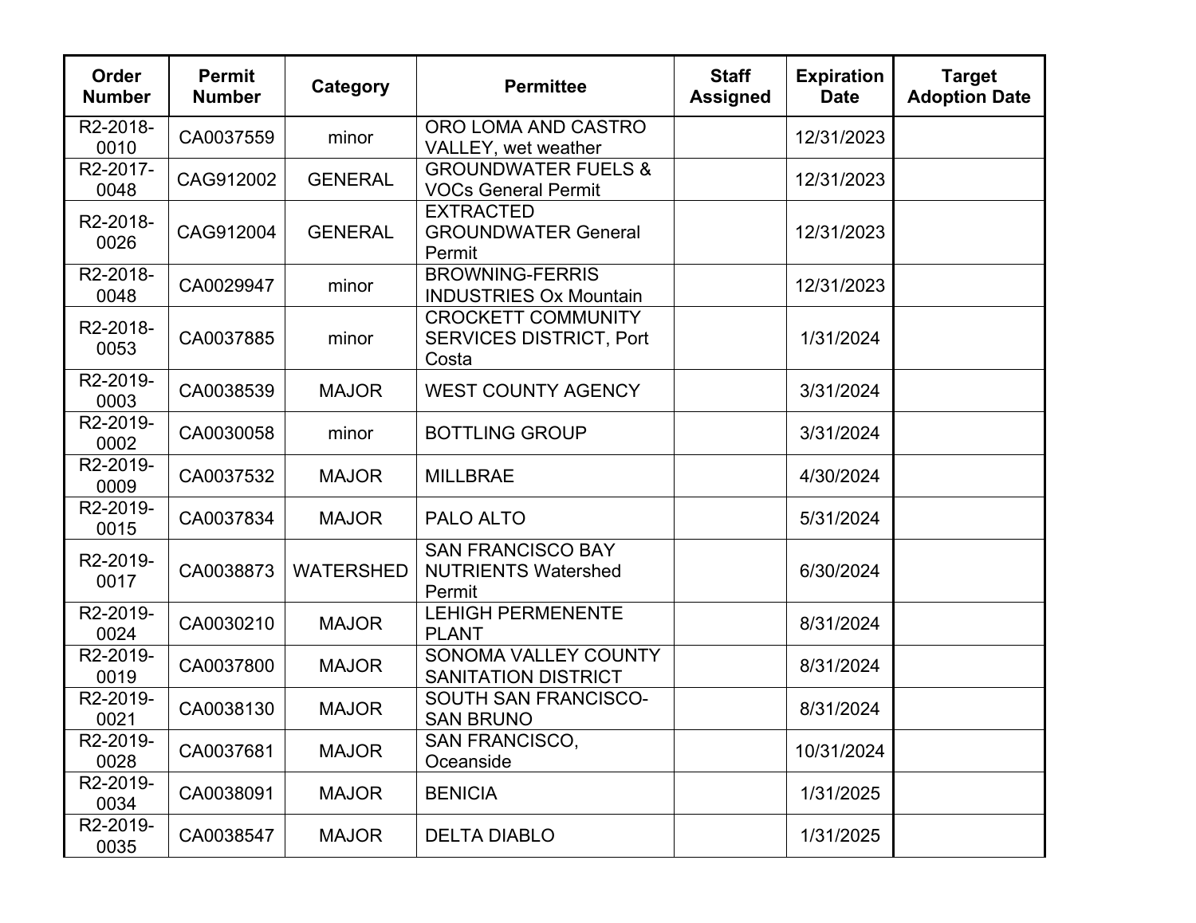| Order Number | Permit Number | Category | Permittee | Staff Assigned | Expiration Date | Target Adoption Date |
|---|---|---|---|---|---|---|
| R2-2018-0010 | CA0037559 | minor | ORO LOMA AND CASTRO VALLEY, wet weather | | 12/31/2023 | |
| R2-2017-0048 | CAG912002 | GENERAL | GROUNDWATER FUELS & VOCs General Permit | | 12/31/2023 | |
| R2-2018-0026 | CAG912004 | GENERAL | EXTRACTED GROUNDWATER General Permit | | 12/31/2023 | |
| R2-2018-0048 | CA0029947 | minor | BROWNING-FERRIS INDUSTRIES Ox Mountain | | 12/31/2023 | |
| R2-2018-0053 | CA0037885 | minor | CROCKETT COMMUNITY SERVICES DISTRICT, Port Costa | | 1/31/2024 | |
| R2-2019-0003 | CA0038539 | MAJOR | WEST COUNTY AGENCY | | 3/31/2024 | |
| R2-2019-0002 | CA0030058 | minor | BOTTLING GROUP | | 3/31/2024 | |
| R2-2019-0009 | CA0037532 | MAJOR | MILLBRAE | | 4/30/2024 | |
| R2-2019-0015 | CA0037834 | MAJOR | PALO ALTO | | 5/31/2024 | |
| R2-2019-0017 | CA0038873 | WATERSHED | SAN FRANCISCO BAY NUTRIENTS Watershed Permit | | 6/30/2024 | |
| R2-2019-0024 | CA0030210 | MAJOR | LEHIGH PERMENENTE PLANT | | 8/31/2024 | |
| R2-2019-0019 | CA0037800 | MAJOR | SONOMA VALLEY COUNTY SANITATION DISTRICT | | 8/31/2024 | |
| R2-2019-0021 | CA0038130 | MAJOR | SOUTH SAN FRANCISCO-SAN BRUNO | | 8/31/2024 | |
| R2-2019-0028 | CA0037681 | MAJOR | SAN FRANCISCO, Oceanside | | 10/31/2024 | |
| R2-2019-0034 | CA0038091 | MAJOR | BENICIA | | 1/31/2025 | |
| R2-2019-0035 | CA0038547 | MAJOR | DELTA DIABLO | | 1/31/2025 | |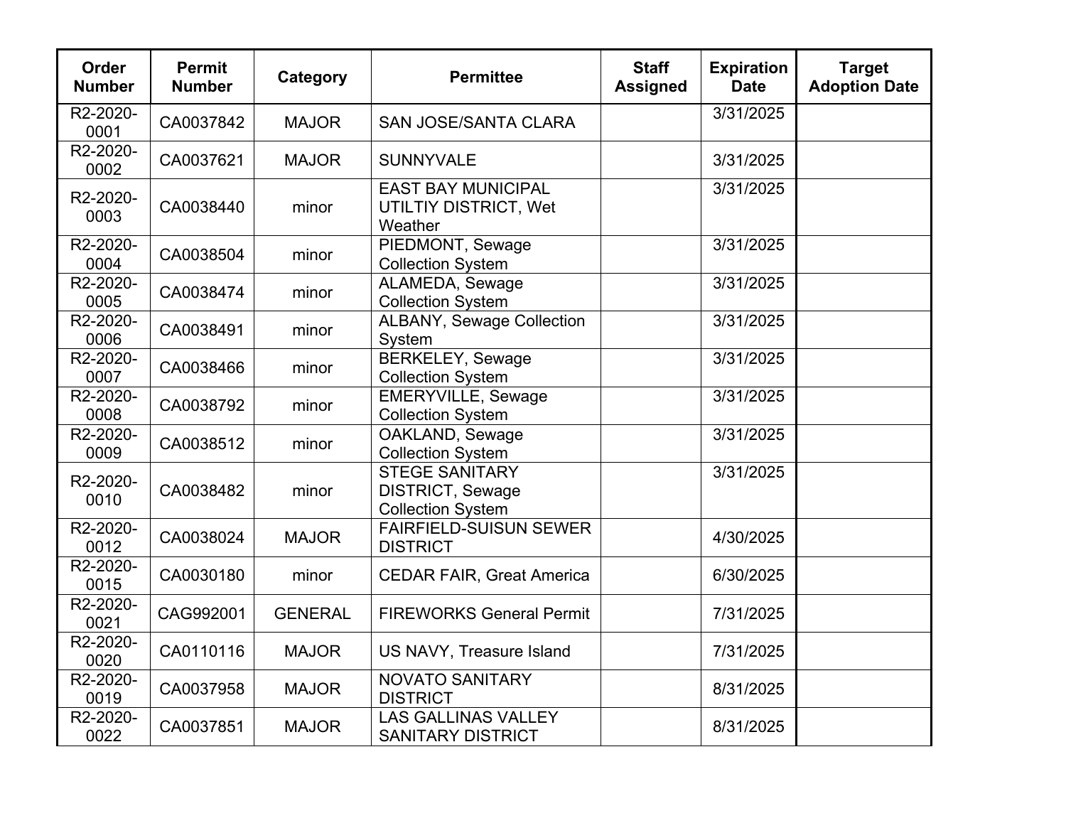| Order Number | Permit Number | Category | Permittee | Staff Assigned | Expiration Date | Target Adoption Date |
|---|---|---|---|---|---|---|
| R2-2020-0001 | CA0037842 | MAJOR | SAN JOSE/SANTA CLARA | | 3/31/2025 | |
| R2-2020-0002 | CA0037621 | MAJOR | SUNNYVALE | | 3/31/2025 | |
| R2-2020-0003 | CA0038440 | minor | EAST BAY MUNICIPAL UTILTIY DISTRICT, Wet Weather | | 3/31/2025 | |
| R2-2020-0004 | CA0038504 | minor | PIEDMONT, Sewage Collection System | | 3/31/2025 | |
| R2-2020-0005 | CA0038474 | minor | ALAMEDA, Sewage Collection System | | 3/31/2025 | |
| R2-2020-0006 | CA0038491 | minor | ALBANY, Sewage Collection System | | 3/31/2025 | |
| R2-2020-0007 | CA0038466 | minor | BERKELEY, Sewage Collection System | | 3/31/2025 | |
| R2-2020-0008 | CA0038792 | minor | EMERYVILLE, Sewage Collection System | | 3/31/2025 | |
| R2-2020-0009 | CA0038512 | minor | OAKLAND, Sewage Collection System | | 3/31/2025 | |
| R2-2020-0010 | CA0038482 | minor | STEGE SANITARY DISTRICT, Sewage Collection System | | 3/31/2025 | |
| R2-2020-0012 | CA0038024 | MAJOR | FAIRFIELD-SUISUN SEWER DISTRICT | | 4/30/2025 | |
| R2-2020-0015 | CA0030180 | minor | CEDAR FAIR, Great America | | 6/30/2025 | |
| R2-2020-0021 | CAG992001 | GENERAL | FIREWORKS General Permit | | 7/31/2025 | |
| R2-2020-0020 | CA0110116 | MAJOR | US NAVY, Treasure Island | | 7/31/2025 | |
| R2-2020-0019 | CA0037958 | MAJOR | NOVATO SANITARY DISTRICT | | 8/31/2025 | |
| R2-2020-0022 | CA0037851 | MAJOR | LAS GALLINAS VALLEY SANITARY DISTRICT | | 8/31/2025 | |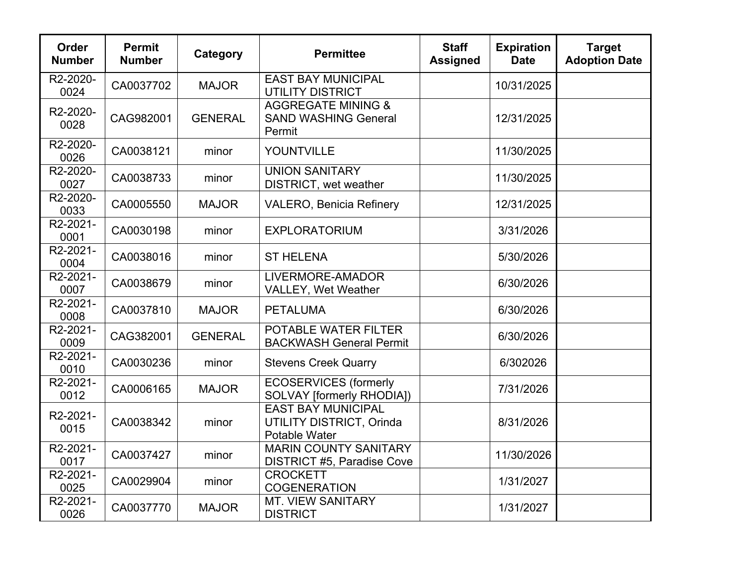| Order Number | Permit Number | Category | Permittee | Staff Assigned | Expiration Date | Target Adoption Date |
|---|---|---|---|---|---|---|
| R2-2020-0024 | CA0037702 | MAJOR | EAST BAY MUNICIPAL UTILITY DISTRICT | | 10/31/2025 | |
| R2-2020-0028 | CAG982001 | GENERAL | AGGREGATE MINING & SAND WASHING General Permit | | 12/31/2025 | |
| R2-2020-0026 | CA0038121 | minor | YOUNTVILLE | | 11/30/2025 | |
| R2-2020-0027 | CA0038733 | minor | UNION SANITARY DISTRICT, wet weather | | 11/30/2025 | |
| R2-2020-0033 | CA0005550 | MAJOR | VALERO, Benicia Refinery | | 12/31/2025 | |
| R2-2021-0001 | CA0030198 | minor | EXPLORATORIUM | | 3/31/2026 | |
| R2-2021-0004 | CA0038016 | minor | ST HELENA | | 5/30/2026 | |
| R2-2021-0007 | CA0038679 | minor | LIVERMORE-AMADOR VALLEY, Wet Weather | | 6/30/2026 | |
| R2-2021-0008 | CA0037810 | MAJOR | PETALUMA | | 6/30/2026 | |
| R2-2021-0009 | CAG382001 | GENERAL | POTABLE WATER FILTER BACKWASH General Permit | | 6/30/2026 | |
| R2-2021-0010 | CA0030236 | minor | Stevens Creek Quarry | | 6/302026 | |
| R2-2021-0012 | CA0006165 | MAJOR | ECOSERVICES (formerly SOLVAY [formerly RHODIA]) | | 7/31/2026 | |
| R2-2021-0015 | CA0038342 | minor | EAST BAY MUNICIPAL UTILITY DISTRICT, Orinda Potable Water | | 8/31/2026 | |
| R2-2021-0017 | CA0037427 | minor | MARIN COUNTY SANITARY DISTRICT #5, Paradise Cove | | 11/30/2026 | |
| R2-2021-0025 | CA0029904 | minor | CROCKETT COGENERATION | | 1/31/2027 | |
| R2-2021-0026 | CA0037770 | MAJOR | MT. VIEW SANITARY DISTRICT | | 1/31/2027 | |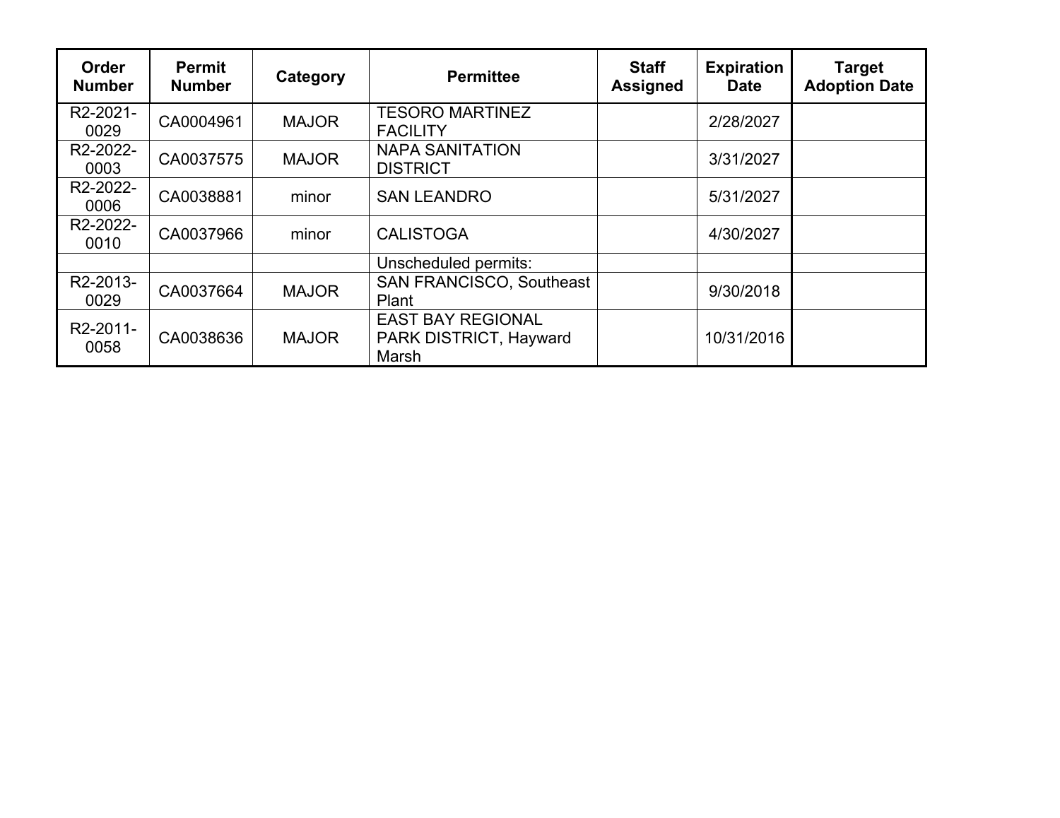| Order Number | Permit Number | Category | Permittee | Staff Assigned | Expiration Date | Target Adoption Date |
|---|---|---|---|---|---|---|
| R2-2021-0029 | CA0004961 | MAJOR | TESORO MARTINEZ FACILITY | | 2/28/2027 | |
| R2-2022-0003 | CA0037575 | MAJOR | NAPA SANITATION DISTRICT | | 3/31/2027 | |
| R2-2022-0006 | CA0038881 | minor | SAN LEANDRO | | 5/31/2027 | |
| R2-2022-0010 | CA0037966 | minor | CALISTOGA | | 4/30/2027 | |
| | | | Unscheduled permits: | | | |
| R2-2013-0029 | CA0037664 | MAJOR | SAN FRANCISCO, Southeast Plant | | 9/30/2018 | |
| R2-2011-0058 | CA0038636 | MAJOR | EAST BAY REGIONAL PARK DISTRICT, Hayward Marsh | | 10/31/2016 | |